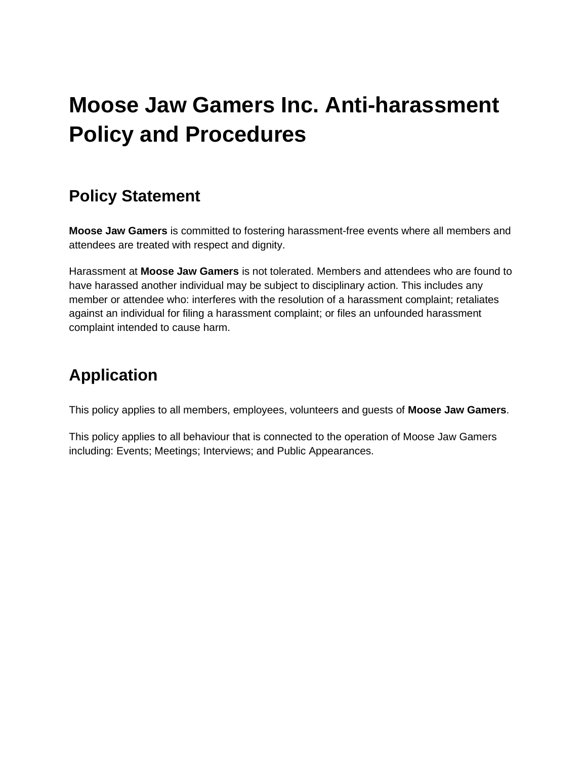# Moose Jaw Gamers Inc. Anti-harassment Policy and Procedures

## Policy Statement

**Moose Jaw Gamers** is committed to fostering harassment-free events where all members and attendees are treated with respect and dignity.

Harassment at **Moose Jaw Gamers** is not tolerated. Members and attendees who are found to have harassed another individual may be subject to disciplinary action. This includes any member or attendee who: interferes with the resolution of a harassment complaint; retaliates against an individual for filing a harassment complaint; or files an unfounded harassment complaint intended to cause harm.

## Application

This policy applies to all members, employees, volunteers and guests of **Moose Jaw Gamers**.

This policy applies to all behaviour that is connected to the operation of Moose Jaw Gamers including: Events; Meetings; Interviews; and Public Appearances.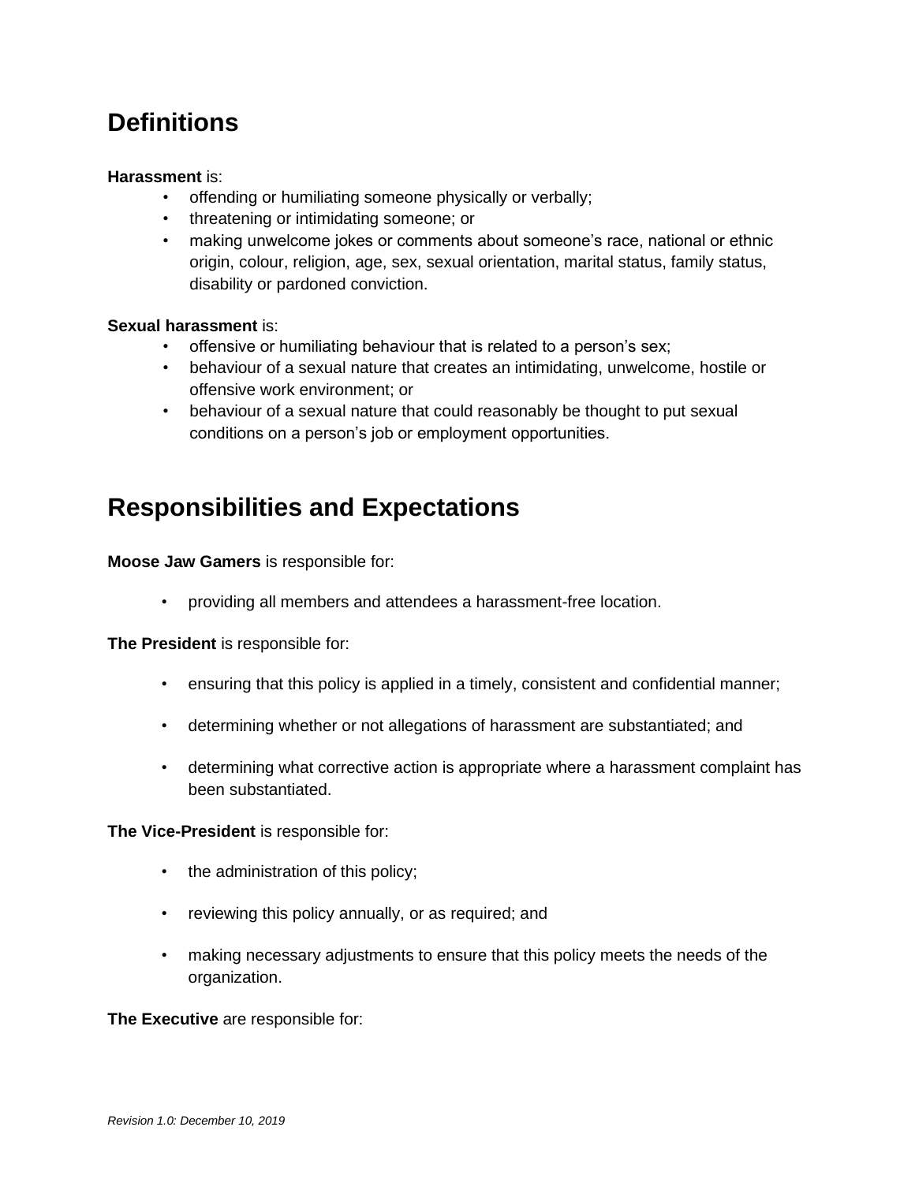## Definitions

**Harassment** is:

- offending or humiliating someone physically or verbally;
- threatening or intimidating someone; or
- making unwelcome jokes or comments about someone's race, national or ethnic origin, colour, religion, age, sex, sexual orientation, marital status, family status, disability or pardoned conviction.

**Sexual harassment** is:

- offensive or humiliating behaviour that is related to a person's sex;
- behaviour of a sexual nature that creates an intimidating, unwelcome, hostile or offensive work environment; or
- behaviour of a sexual nature that could reasonably be thought to put sexual conditions on a person's job or employment opportunities.

## Responsibilities and Expectations

**Moose Jaw Gamers** is responsible for:

- providing all members and attendees a harassment-free location.

**The President** is responsible for:

- ensuring that this policy is applied in a timely, consistent and confidential manner;
- determining whether or not allegations of harassment are substantiated; and
- determining what corrective action is appropriate where a harassment complaint has been substantiated.

**The Vice-President** is responsible for:

- the administration of this policy;
- reviewing this policy annually, or as required; and
- making necessary adjustments to ensure that this policy meets the needs of the organization.

**The Executive** are responsible for: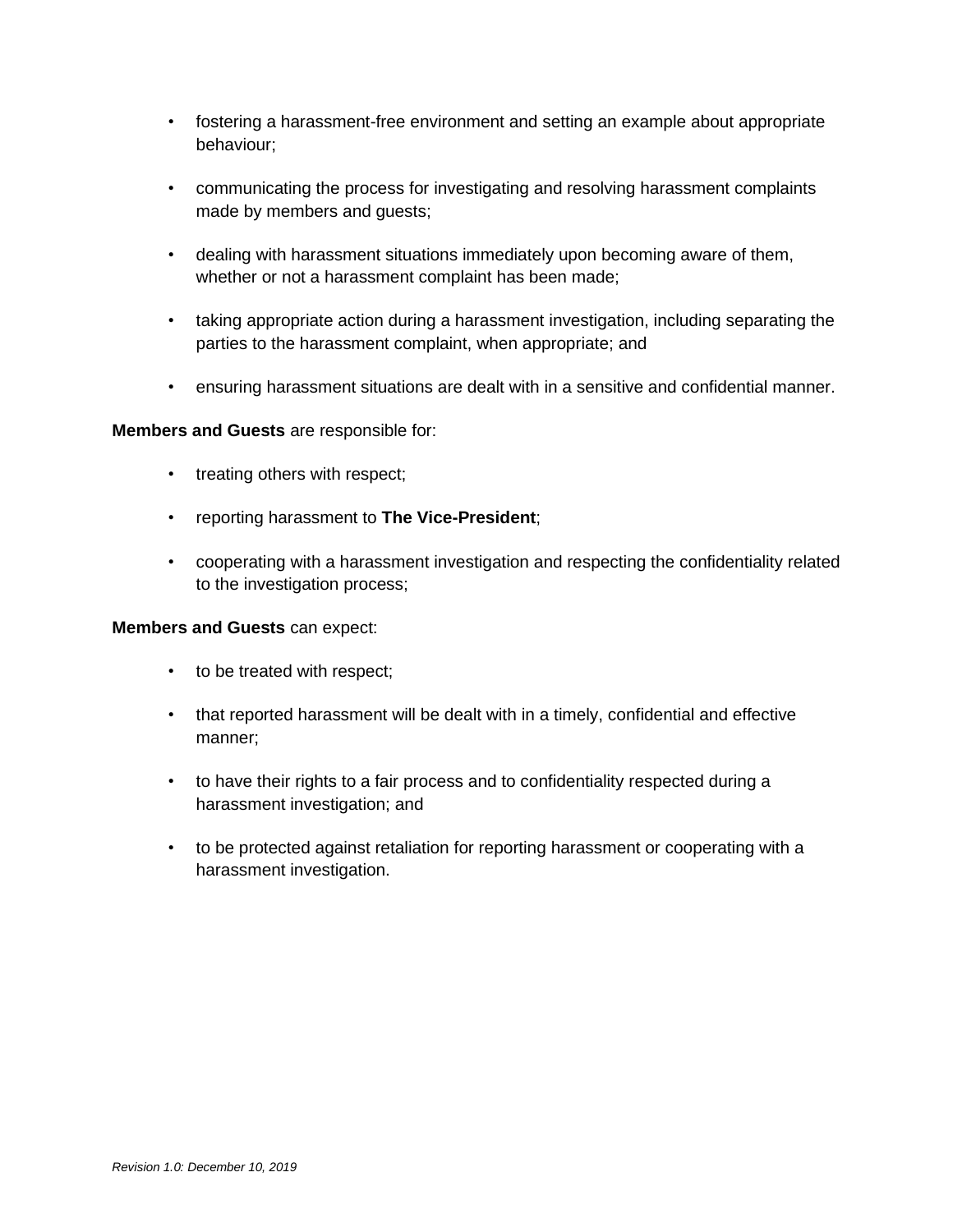- fostering a harassment-free environment and setting an example about appropriate behaviour;
- communicating the process for investigating and resolving harassment complaints made by members and guests;
- dealing with harassment situations immediately upon becoming aware of them, whether or not a harassment complaint has been made;
- taking appropriate action during a harassment investigation, including separating the parties to the harassment complaint, when appropriate; and
- ensuring harassment situations are dealt with in a sensitive and confidential manner.

**Members and Guests** are responsible for:

- treating others with respect;
- reporting harassment to **The Vice-President**;
- cooperating with a harassment investigation and respecting the confidentiality related to the investigation process;

**Members and Guests** can expect:

- to be treated with respect;
- that reported harassment will be dealt with in a timely, confidential and effective manner;
- to have their rights to a fair process and to confidentiality respected during a harassment investigation; and
- to be protected against retaliation for reporting harassment or cooperating with a harassment investigation.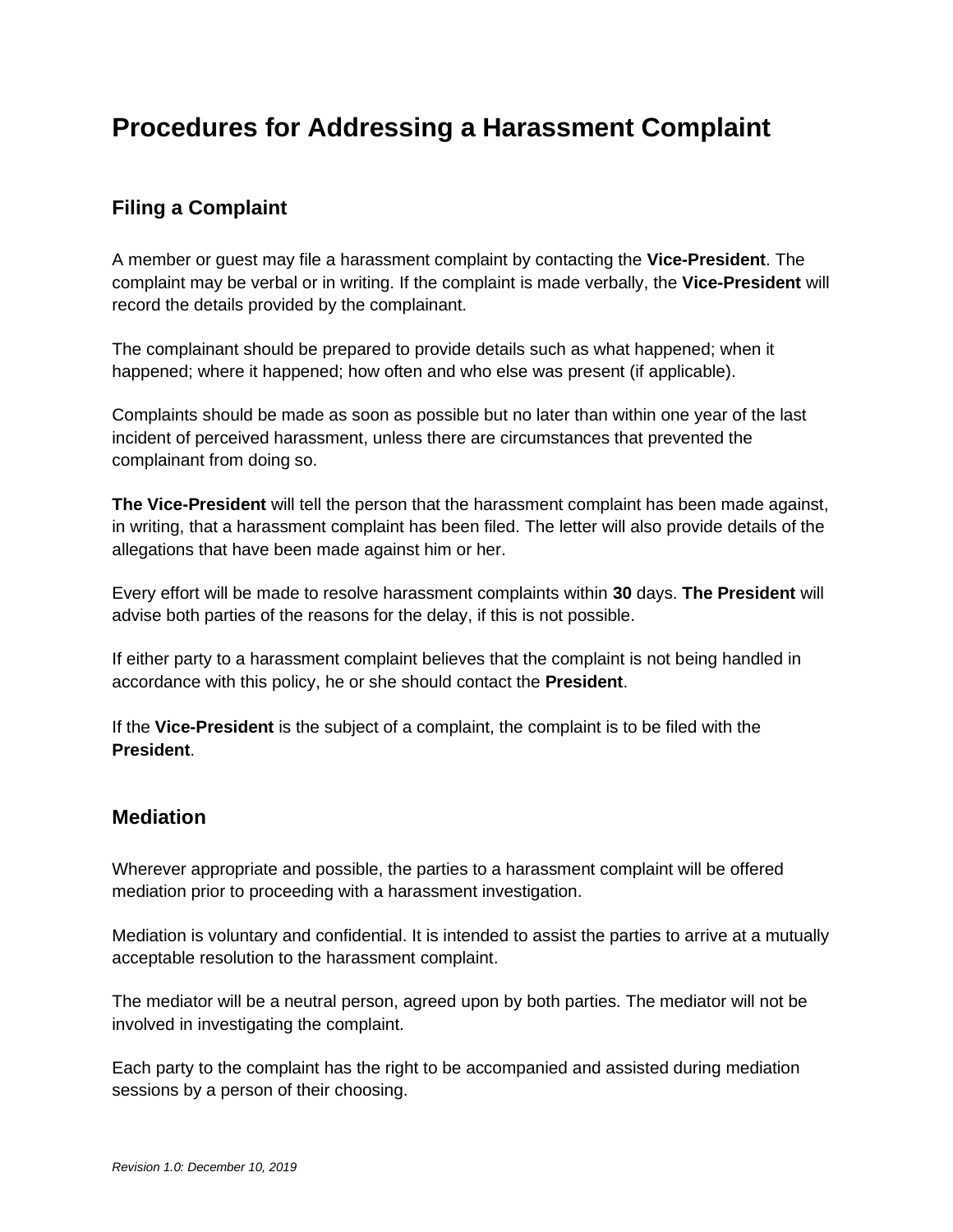# Procedures for Addressing a Harassment Complaint

## Filing a Complaint

A member or guest may file a harassment complaint by contacting the **Vice-President**. The complaint may be verbal or in writing. If the complaint is made verbally, the **Vice-President** will record the details provided by the complainant.

The complainant should be prepared to provide details such as what happened; when it happened; where it happened; how often and who else was present (if applicable).

Complaints should be made as soon as possible but no later than within one year of the last incident of perceived harassment, unless there are circumstances that prevented the complainant from doing so.

**The Vice-President** will tell the person that the harassment complaint has been made against, in writing, that a harassment complaint has been filed. The letter will also provide details of the allegations that have been made against him or her.

Every effort will be made to resolve harassment complaints within **30** days. **The President** will advise both parties of the reasons for the delay, if this is not possible.

If either party to a harassment complaint believes that the complaint is not being handled in accordance with this policy, he or she should contact the **President**.

If the **Vice-President** is the subject of a complaint, the complaint is to be filed with the **President**.

## Mediation

Wherever appropriate and possible, the parties to a harassment complaint will be offered mediation prior to proceeding with a harassment investigation.

Mediation is voluntary and confidential. It is intended to assist the parties to arrive at a mutually acceptable resolution to the harassment complaint.

The mediator will be a neutral person, agreed upon by both parties. The mediator will not be involved in investigating the complaint.

Each party to the complaint has the right to be accompanied and assisted during mediation sessions by a person of their choosing.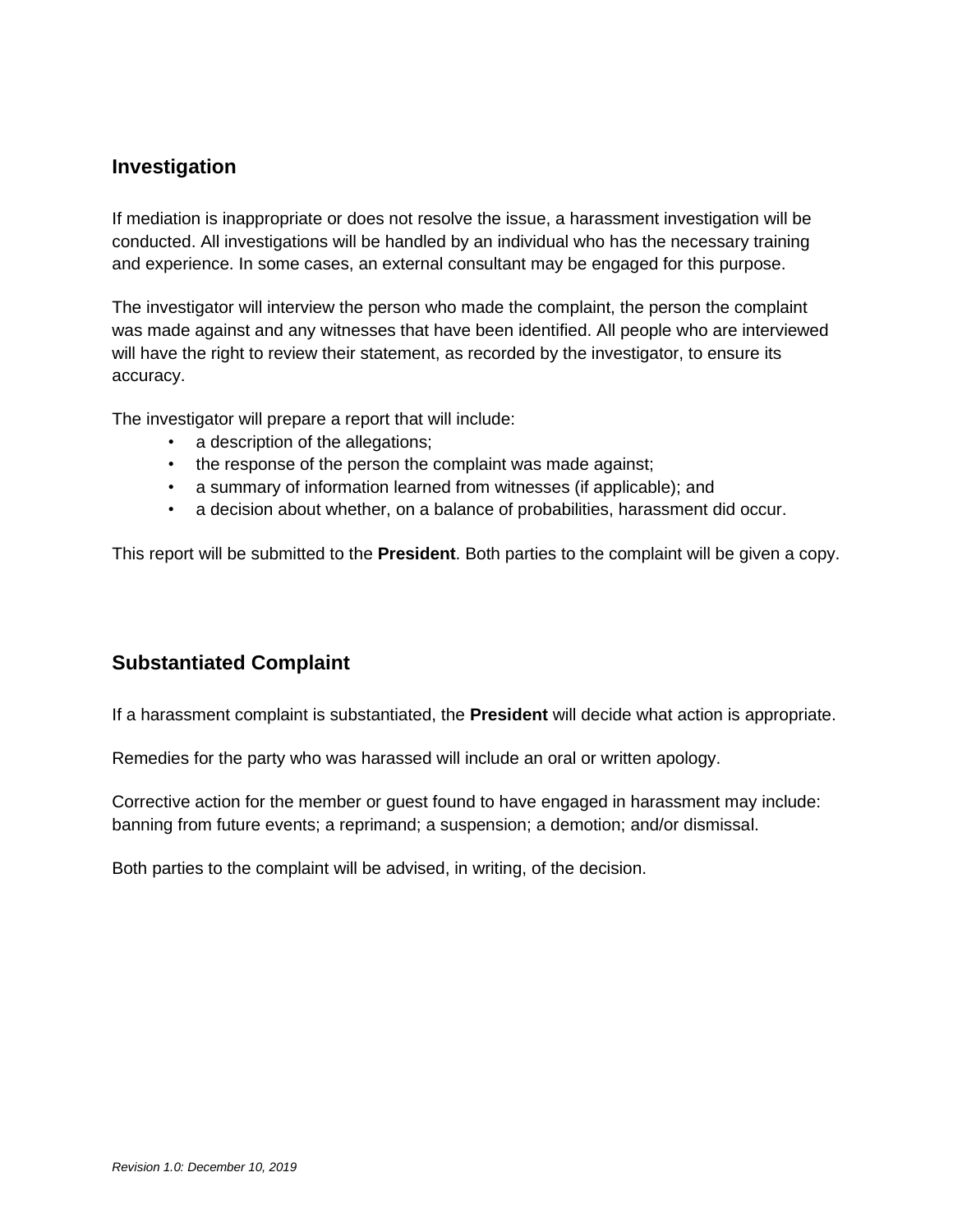## Investigation

If mediation is inappropriate or does not resolve the issue, a harassment investigation will be conducted. All investigations will be handled by an individual who has the necessary training and experience. In some cases, an external consultant may be engaged for this purpose.

The investigator will interview the person who made the complaint, the person the complaint was made against and any witnesses that have been identified. All people who are interviewed will have the right to review their statement, as recorded by the investigator, to ensure its accuracy.

The investigator will prepare a report that will include:

- a description of the allegations;
- the response of the person the complaint was made against;
- a summary of information learned from witnesses (if applicable); and
- a decision about whether, on a balance of probabilities, harassment did occur.

This report will be submitted to the **President**. Both parties to the complaint will be given a copy.

## Substantiated Complaint

If a harassment complaint is substantiated, the **President** will decide what action is appropriate.

Remedies for the party who was harassed will include an oral or written apology.

Corrective action for the member or guest found to have engaged in harassment may include: banning from future events; a reprimand; a suspension; a demotion; and/or dismissal.

Both parties to the complaint will be advised, in writing, of the decision.

*Revision 1.0: December 10, 2019*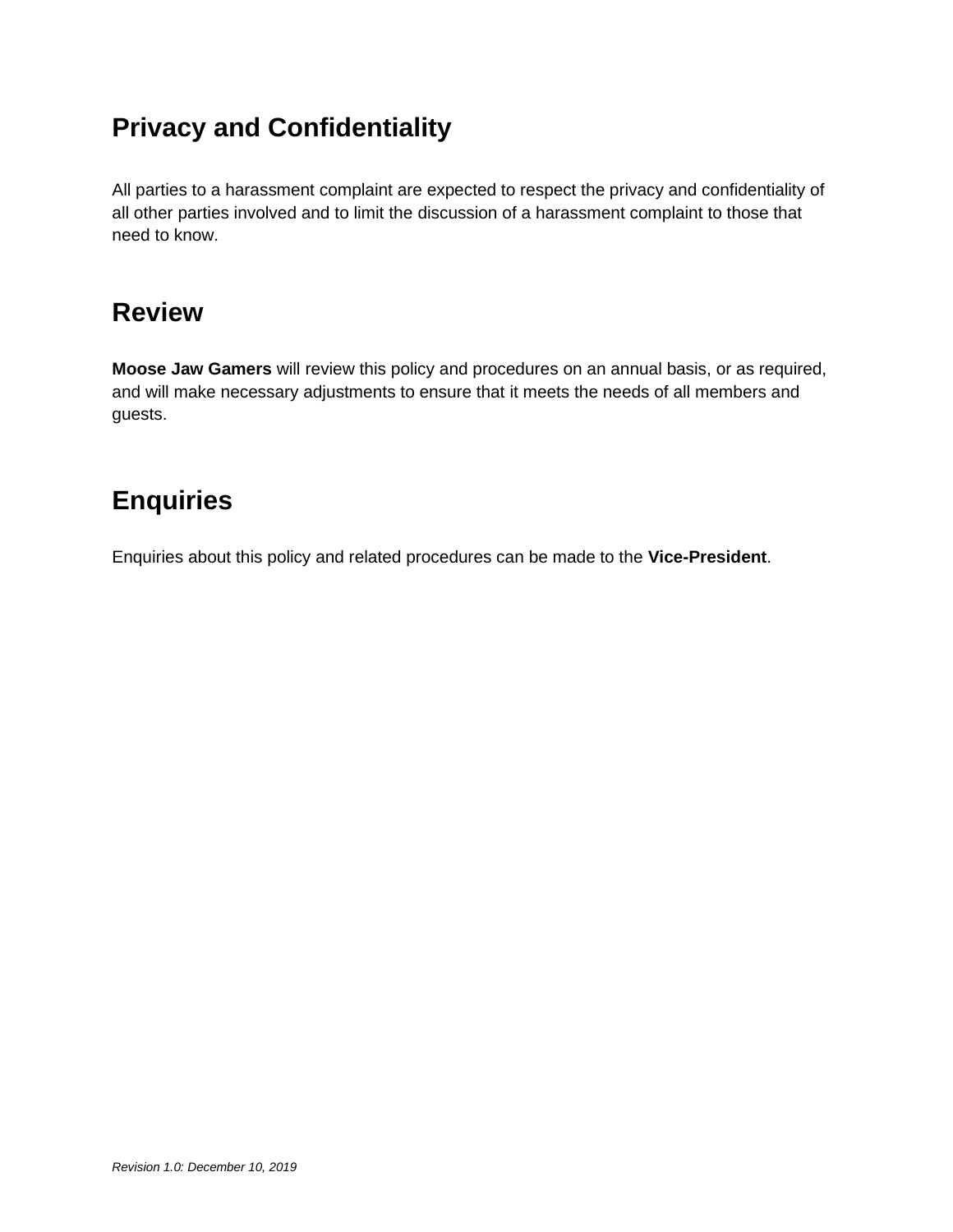## Privacy and Confidentiality

All parties to a harassment complaint are expected to respect the privacy and confidentiality of all other parties involved and to limit the discussion of a harassment complaint to those that need to know.

## Review

**Moose Jaw Gamers** will review this policy and procedures on an annual basis, or as required, and will make necessary adjustments to ensure that it meets the needs of all members and guests.

## Enquiries

Enquiries about this policy and related procedures can be made to the **Vice-President**.

*Revision 1.0: December 10, 2019*